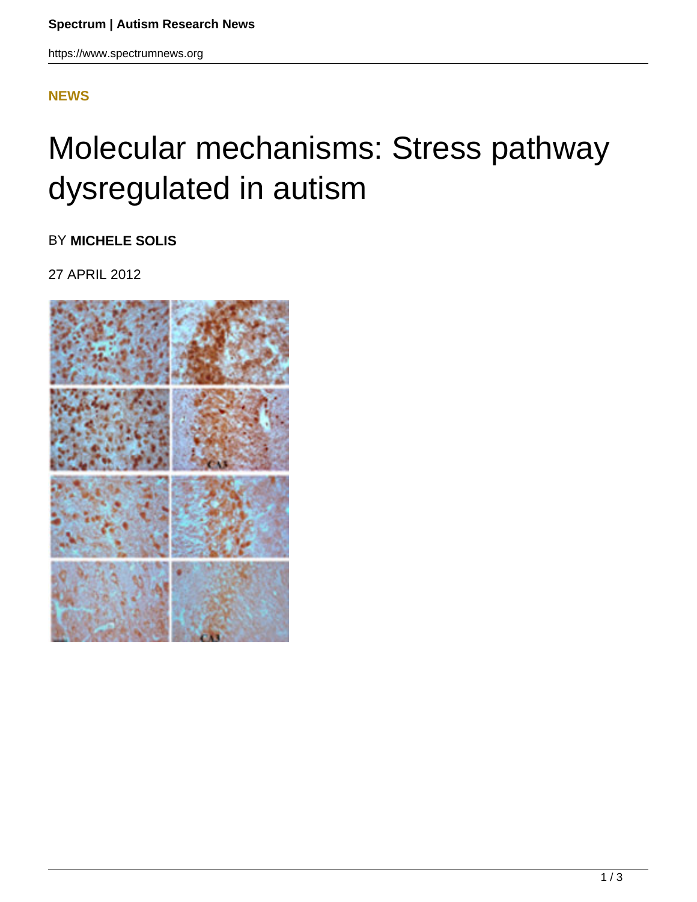**NEWS**

# Molecular mechanisms: Stress pathway dysregulated in autism

BY **MICHELE SOLIS**

27 APRIL 2012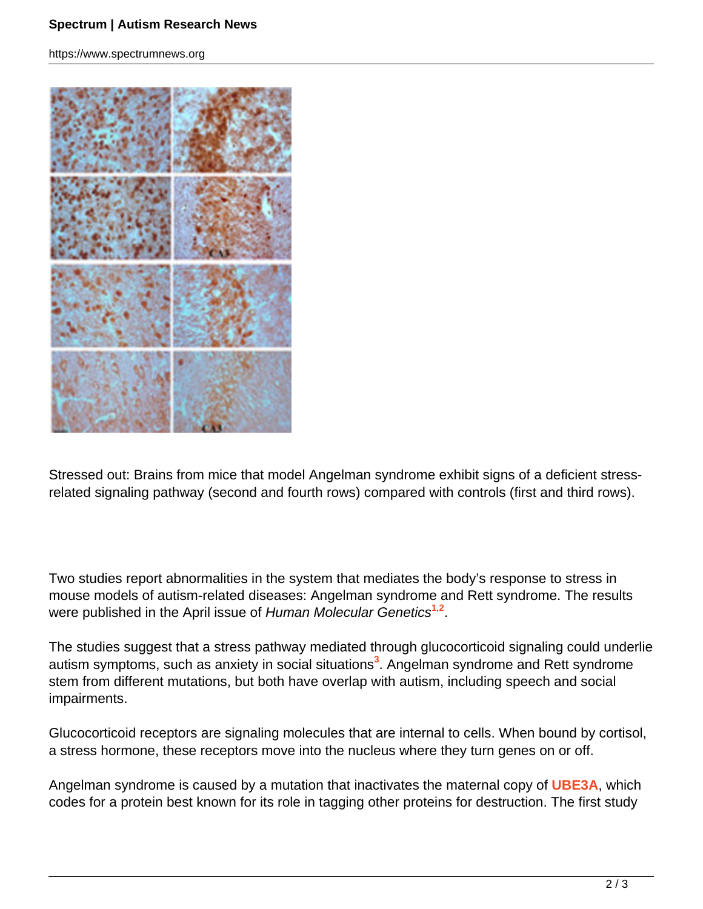Stressed out: Brains from mice that model Angelman syndrome exhibit signs of a deficient stress-related signaling pathway (second and fourth rows) compared with controls (first and third rows).

Two studies report abnormalities in the system that mediates the body's response to stress in mouse models of autism-related diseases: Angelman syndrome and Rett syndrome. The results were published in the April issue of *Human Molecular Genetics*[1,2].

The studies suggest that a stress pathway mediated through glucocorticoid signaling could underlie autism symptoms, such as anxiety in social situations[3]. Angelman syndrome and Rett syndrome stem from different mutations, but both have overlap with autism, including speech and social impairments.

Glucocorticoid receptors are signaling molecules that are internal to cells. When bound by cortisol, a stress hormone, these receptors move into the nucleus where they turn genes on or off.

Angelman syndrome is caused by a mutation that inactivates the maternal copy of **UBE3A**, which codes for a protein best known for its role in tagging other proteins for destruction. The first study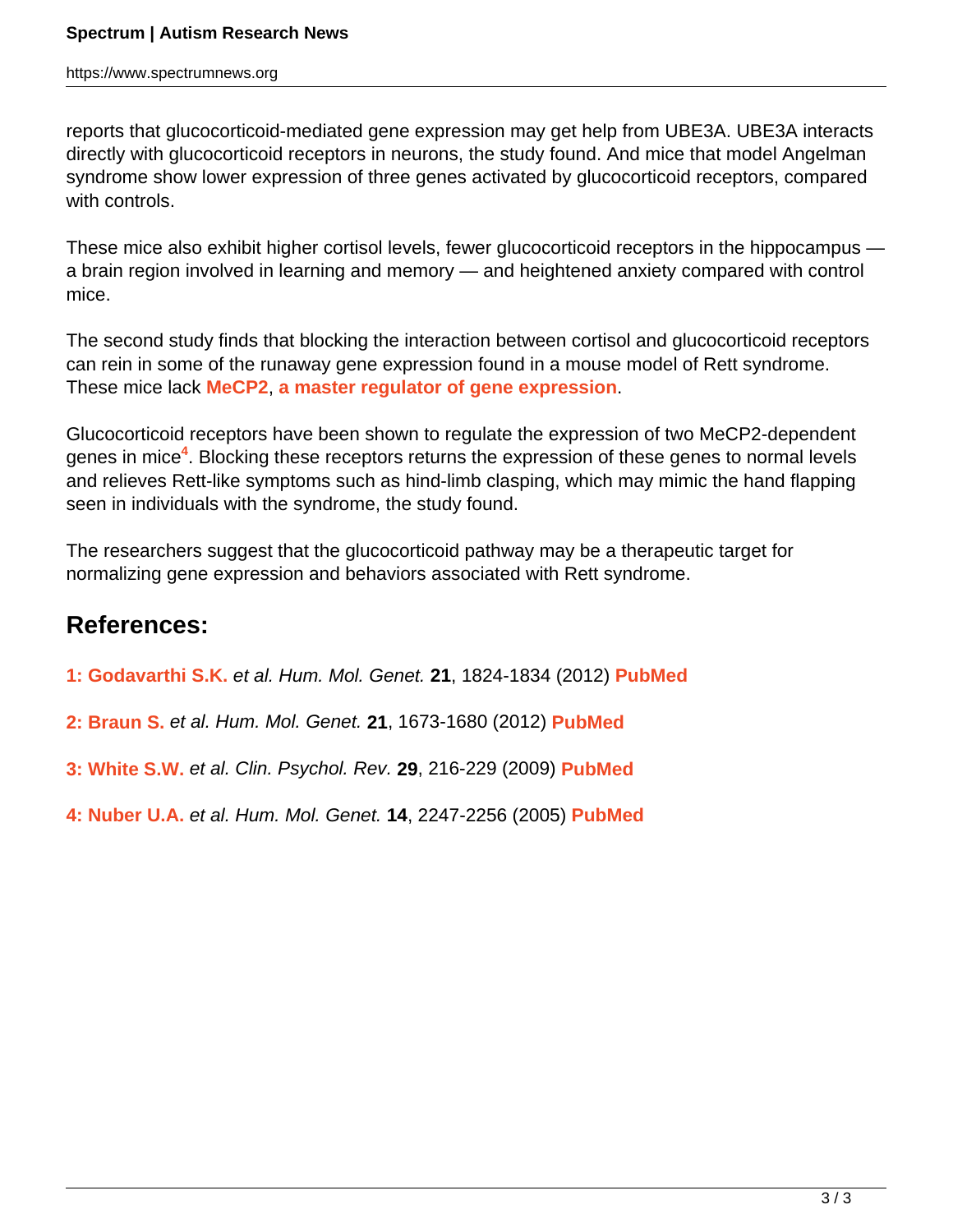reports that glucocorticoid-mediated gene expression may get help from UBE3A. UBE3A interacts directly with glucocorticoid receptors in neurons, the study found. And mice that model Angelman syndrome show lower expression of three genes activated by glucocorticoid receptors, compared with controls.

These mice also exhibit higher cortisol levels, fewer glucocorticoid receptors in the hippocampus — a brain region involved in learning and memory — and heightened anxiety compared with control mice.

The second study finds that blocking the interaction between cortisol and glucocorticoid receptors can rein in some of the runaway gene expression found in a mouse model of Rett syndrome. These mice lack **MeCP2**, **a master regulator of gene expression**.

Glucocorticoid receptors have been shown to regulate the expression of two MeCP2-dependent genes in mice[4]. Blocking these receptors returns the expression of these genes to normal levels and relieves Rett-like symptoms such as hind-limb clasping, which may mimic the hand flapping seen in individuals with the syndrome, the study found.

The researchers suggest that the glucocorticoid pathway may be a therapeutic target for normalizing gene expression and behaviors associated with Rett syndrome.

## References:

**1: Godavarthi S.K.** *et al. Hum. Mol. Genet.* **21**, 1824-1834 (2012) **PubMed**

**2: Braun S.** *et al. Hum. Mol. Genet.* **21**, 1673-1680 (2012) **PubMed**

**3: White S.W.** *et al. Clin. Psychol. Rev.* **29**, 216-229 (2009) **PubMed**

**4: Nuber U.A.** *et al. Hum. Mol. Genet.* **14**, 2247-2256 (2005) **PubMed**